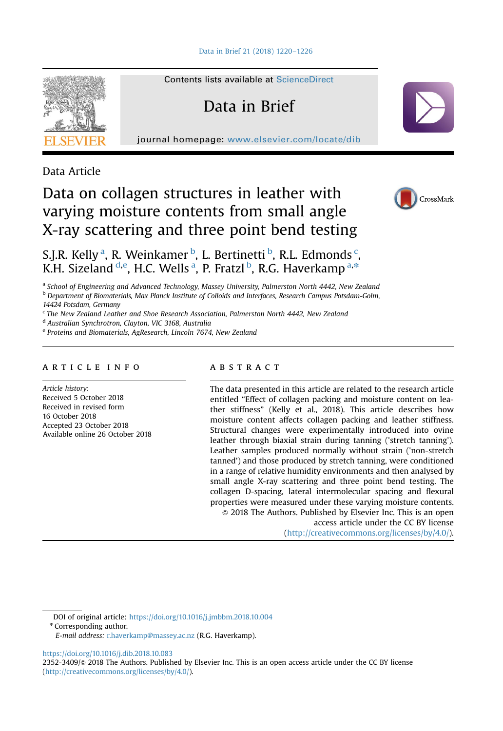Data Article

# Data on collagen structures in leather with varying moisture contents from small angle X-ray scattering and three point bend testing

S.J.R. Kelly [a], R. Weinkamer [b], L. Bertinetti [b], R.L. Edmonds [c], K.H. Sizeland [d,e], H.C. Wells [a], P. Fratzl [b], R.G. Haverkamp [a,*]

[a] School of Engineering and Advanced Technology, Massey University, Palmerston North 4442, New Zealand
[b] Department of Biomaterials, Max Planck Institute of Colloids and Interfaces, Research Campus Potsdam-Golm, 14424 Potsdam, Germany
[c] The New Zealand Leather and Shoe Research Association, Palmerston North 4442, New Zealand
[d] Australian Synchrotron, Clayton, VIC 3168, Australia
[e] Proteins and Biomaterials, AgResearch, Lincoln 7674, New Zealand

## ARTICLE INFO

*Article history:*
Received 5 October 2018
Received in revised form 16 October 2018
Accepted 23 October 2018
Available online 26 October 2018

## ABSTRACT

The data presented in this article are related to the research article entitled "Effect of collagen packing and moisture content on leather stiffness" (Kelly et al., 2018). This article describes how moisture content affects collagen packing and leather stiffness. Structural changes were experimentally introduced into ovine leather through biaxial strain during tanning ('stretch tanning'). Leather samples produced normally without strain ('non-stretch tanned') and those produced by stretch tanning, were conditioned in a range of relative humidity environments and then analysed by small angle X-ray scattering and three point bend testing. The collagen D-spacing, lateral intermolecular spacing and flexural properties were measured under these varying moisture contents.

© 2018 The Authors. Published by Elsevier Inc. This is an open access article under the CC BY license (http://creativecommons.org/licenses/by/4.0/).

DOI of original article: https://doi.org/10.1016/j.jmbbm.2018.10.004
* Corresponding author.
*E-mail address:* r.haverkamp@massey.ac.nz (R.G. Haverkamp).

https://doi.org/10.1016/j.dib.2018.10.083
2352-3409/© 2018 The Authors. Published by Elsevier Inc. This is an open access article under the CC BY license (http://creativecommons.org/licenses/by/4.0/).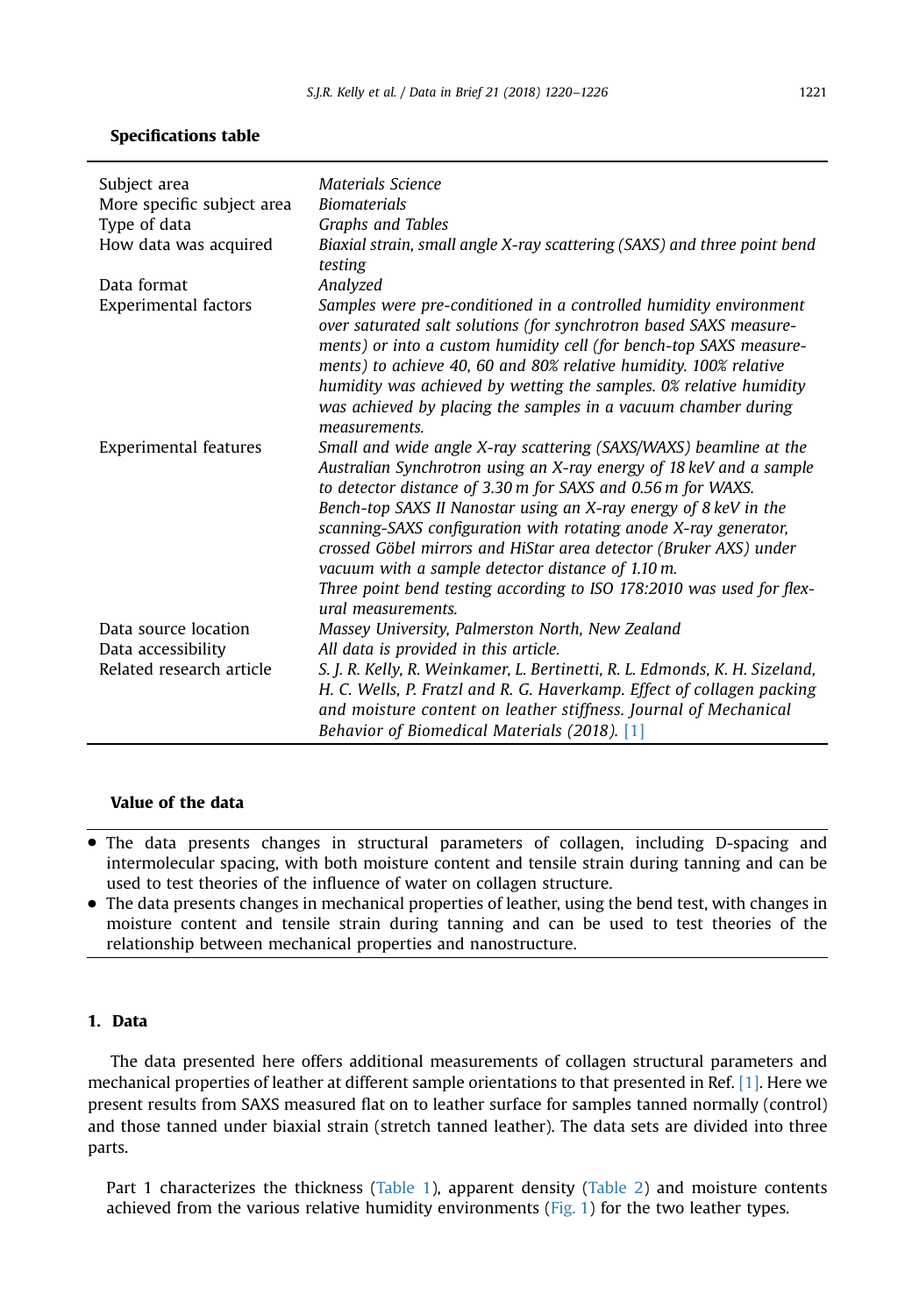## Specifications table

| | |
|---|---|
| Subject area | *Materials Science* |
| More specific subject area | *Biomaterials* |
| Type of data | *Graphs and Tables* |
| How data was acquired | *Biaxial strain, small angle X-ray scattering (SAXS) and three point bend testing* |
| Data format | *Analyzed* |
| Experimental factors | *Samples were pre-conditioned in a controlled humidity environment over saturated salt solutions (for synchrotron based SAXS measurements) or into a custom humidity cell (for bench-top SAXS measurements) to achieve 40, 60 and 80% relative humidity. 100% relative humidity was achieved by wetting the samples. 0% relative humidity was achieved by placing the samples in a vacuum chamber during measurements.* |
| Experimental features | *Small and wide angle X-ray scattering (SAXS/WAXS) beamline at the Australian Synchrotron using an X-ray energy of 18 keV and a sample to detector distance of 3.30 m for SAXS and 0.56 m for WAXS. Bench-top SAXS II Nanostar using an X-ray energy of 8 keV in the scanning-SAXS configuration with rotating anode X-ray generator, crossed Göbel mirrors and HiStar area detector (Bruker AXS) under vacuum with a sample detector distance of 1.10 m. Three point bend testing according to ISO 178:2010 was used for flexural measurements.* |
| Data source location | *Massey University, Palmerston North, New Zealand* |
| Data accessibility | *All data is provided in this article.* |
| Related research article | *S. J. R. Kelly, R. Weinkamer, L. Bertinetti, R. L. Edmonds, K. H. Sizeland, H. C. Wells, P. Fratzl and R. G. Haverkamp. Effect of collagen packing and moisture content on leather stiffness. Journal of Mechanical Behavior of Biomedical Materials (2018).* [1] |

## Value of the data

- The data presents changes in structural parameters of collagen, including D-spacing and intermolecular spacing, with both moisture content and tensile strain during tanning and can be used to test theories of the influence of water on collagen structure.
- The data presents changes in mechanical properties of leather, using the bend test, with changes in moisture content and tensile strain during tanning and can be used to test theories of the relationship between mechanical properties and nanostructure.

## 1. Data

The data presented here offers additional measurements of collagen structural parameters and mechanical properties of leather at different sample orientations to that presented in Ref. [1]. Here we present results from SAXS measured flat on to leather surface for samples tanned normally (control) and those tanned under biaxial strain (stretch tanned leather). The data sets are divided into three parts.

Part 1 characterizes the thickness (Table 1), apparent density (Table 2) and moisture contents achieved from the various relative humidity environments (Fig. 1) for the two leather types.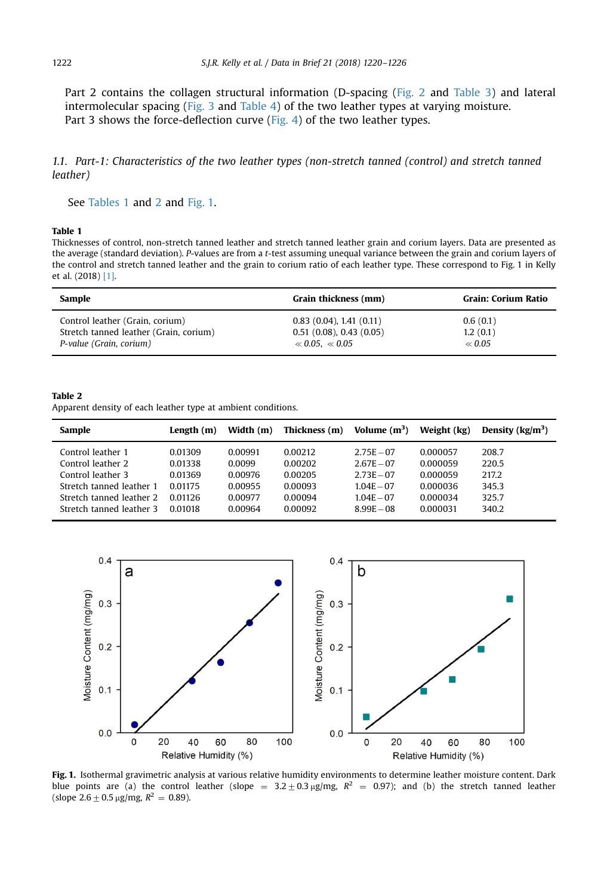Part 2 contains the collagen structural information (D-spacing (Fig. 2 and Table 3) and lateral intermolecular spacing (Fig. 3 and Table 4) of the two leather types at varying moisture.
Part 3 shows the force-deflection curve (Fig. 4) of the two leather types.

### 1.1. Part-1: Characteristics of the two leather types (non-stretch tanned (control) and stretch tanned leather)

See Tables 1 and 2 and Fig. 1.

**Table 1**
Thicknesses of control, non-stretch tanned leather and stretch tanned leather grain and corium layers. Data are presented as the average (standard deviation). *P*-values are from a *t*-test assuming unequal variance between the grain and corium layers of the control and stretch tanned leather and the grain to corium ratio of each leather type. These correspond to Fig. 1 in Kelly et al. (2018) [1].

| Sample | Grain thickness (mm) | Grain: Corium Ratio |
|---|---|---|
| Control leather (Grain, corium) | 0.83 (0.04), 1.41 (0.11) | 0.6 (0.1) |
| Stretch tanned leather (Grain, corium) | 0.51 (0.08), 0.43 (0.05) | 1.2 (0.1) |
| *P-value (Grain, corium)* | $\ll 0.05$, $\ll 0.05$ | $\ll 0.05$ |

**Table 2**
Apparent density of each leather type at ambient conditions.

| Sample | Length (m) | Width (m) | Thickness (m) | Volume ($m^3$) | Weight (kg) | Density ($kg/m^3$) |
|---|---|---|---|---|---|---|
| Control leather 1 | 0.01309 | 0.00991 | 0.00212 | 2.75E−07 | 0.000057 | 208.7 |
| Control leather 2 | 0.01338 | 0.0099 | 0.00202 | 2.67E−07 | 0.000059 | 220.5 |
| Control leather 3 | 0.01369 | 0.00976 | 0.00205 | 2.73E−07 | 0.000059 | 217.2 |
| Stretch tanned leather 1 | 0.01175 | 0.00955 | 0.00093 | 1.04E−07 | 0.000036 | 345.3 |
| Stretch tanned leather 2 | 0.01126 | 0.00977 | 0.00094 | 1.04E−07 | 0.000034 | 325.7 |
| Stretch tanned leather 3 | 0.01018 | 0.00964 | 0.00092 | 8.99E−08 | 0.000031 | 340.2 |

**Fig. 1.** Isothermal gravimetric analysis at various relative humidity environments to determine leather moisture content. Dark blue points are (a) the control leather (slope = $3.2 \pm 0.3$ μg/mg, $R^2$ = 0.97); and (b) the stretch tanned leather (slope $2.6 \pm 0.5$ μg/mg, $R^2$ = 0.89).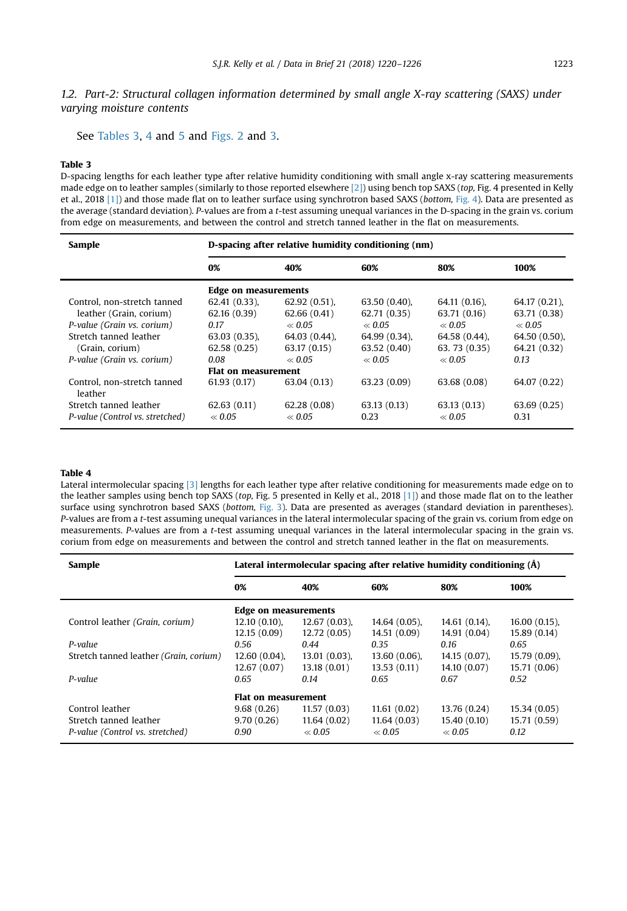### 1.2. Part-2: Structural collagen information determined by small angle X-ray scattering (SAXS) under varying moisture contents

See Tables 3, 4 and 5 and Figs. 2 and 3.

**Table 3**
D-spacing lengths for each leather type after relative humidity conditioning with small angle x-ray scattering measurements made edge on to leather samples (similarly to those reported elsewhere [2]) using bench top SAXS (*top*, Fig. 4 presented in Kelly et al., 2018 [1]) and those made flat on to leather surface using synchrotron based SAXS (*bottom*, Fig. 4). Data are presented as the average (standard deviation). *P*-values are from a *t*-test assuming unequal variances in the D-spacing in the grain vs. corium from edge on measurements, and between the control and stretch tanned leather in the flat on measurements.

| Sample | D-spacing after relative humidity conditioning (nm) | | | | |
|---|---|---|---|---|---|
| | 0% | 40% | 60% | 80% | 100% |
| | **Edge on measurements** | | | | |
| Control, non-stretch tanned leather (Grain, corium) | 62.41 (0.33), 62.16 (0.39) | 62.92 (0.51), 62.66 (0.41) | 63.50 (0.40), 62.71 (0.35) | 64.11 (0.16), 63.71 (0.16) | 64.17 (0.21), 63.71 (0.38) |
| *P-value (Grain vs. corium)* | *0.17* | *≪ 0.05* | *≪ 0.05* | *≪ 0.05* | *≪ 0.05* |
| Stretch tanned leather (Grain, corium) | 63.03 (0.35), 62.58 (0.25) | 64.03 (0.44), 63.17 (0.15) | 64.99 (0.34), 63.52 (0.40) | 64.58 (0.44), 63. 73 (0.35) | 64.50 (0.50), 64.21 (0.32) |
| *P-value (Grain vs. corium)* | *0.08* | *≪ 0.05* | *≪ 0.05* | *≪ 0.05* | *0.13* |
| | **Flat on measurement** | | | | |
| Control, non-stretch tanned leather | 61.93 (0.17) | 63.04 (0.13) | 63.23 (0.09) | 63.68 (0.08) | 64.07 (0.22) |
| Stretch tanned leather | 62.63 (0.11) | 62.28 (0.08) | 63.13 (0.13) | 63.13 (0.13) | 63.69 (0.25) |
| *P-value (Control vs. stretched)* | *≪ 0.05* | *≪ 0.05* | 0.23 | *≪ 0.05* | 0.31 |

**Table 4**
Lateral intermolecular spacing [3] lengths for each leather type after relative conditioning for measurements made edge on to the leather samples using bench top SAXS (*top*, Fig. 5 presented in Kelly et al., 2018 [1]) and those made flat on to the leather surface using synchrotron based SAXS (*bottom*, Fig. 3). Data are presented as averages (standard deviation in parentheses). *P*-values are from a *t*-test assuming unequal variances in the lateral intermolecular spacing of the grain vs. corium from edge on measurements. *P*-values are from a *t*-test assuming unequal variances in the lateral intermolecular spacing in the grain vs. corium from edge on measurements and between the control and stretch tanned leather in the flat on measurements.

| Sample | Lateral intermolecular spacing after relative humidity conditioning (Å) | | | | |
|---|---|---|---|---|---|
| | 0% | 40% | 60% | 80% | 100% |
| | **Edge on measurements** | | | | |
| Control leather *(Grain, corium)* | 12.10 (0.10), 12.15 (0.09) | 12.67 (0.03), 12.72 (0.05) | 14.64 (0.05), 14.51 (0.09) | 14.61 (0.14), 14.91 (0.04) | 16.00 (0.15), 15.89 (0.14) |
| *P-value* | *0.56* | *0.44* | *0.35* | *0.16* | *0.65* |
| Stretch tanned leather *(Grain, corium)* | 12.60 (0.04), 12.67 (0.07) | 13.01 (0.03), 13.18 (0.01) | 13.60 (0.06), 13.53 (0.11) | 14.15 (0.07), 14.10 (0.07) | 15.79 (0.09), 15.71 (0.06) |
| *P-value* | *0.65* | *0.14* | *0.65* | *0.67* | *0.52* |
| | **Flat on measurement** | | | | |
| Control leather | 9.68 (0.26) | 11.57 (0.03) | 11.61 (0.02) | 13.76 (0.24) | 15.34 (0.05) |
| Stretch tanned leather | 9.70 (0.26) | 11.64 (0.02) | 11.64 (0.03) | 15.40 (0.10) | 15.71 (0.59) |
| *P-value (Control vs. stretched)* | *0.90* | *≪ 0.05* | *≪ 0.05* | *≪ 0.05* | *0.12* |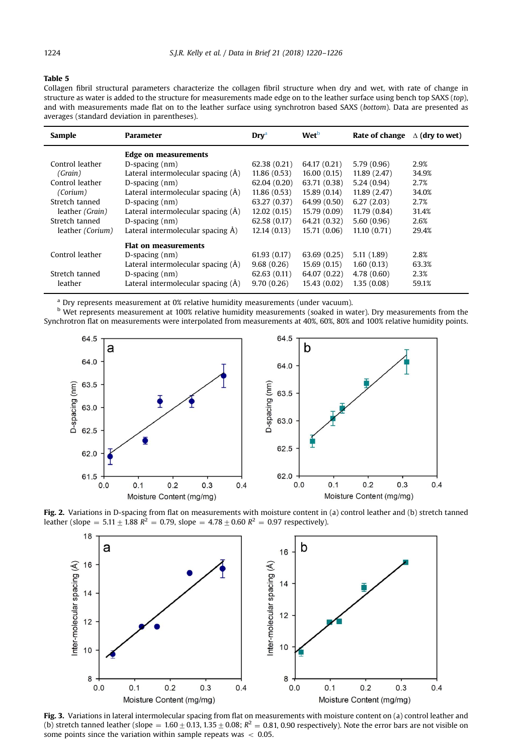**Table 5**
Collagen fibril structural parameters characterize the collagen fibril structure when dry and wet, with rate of change in structure as water is added to the structure for measurements made edge on to the leather surface using bench top SAXS (*top*), and with measurements made flat on to the leather surface using synchrotron based SAXS (*bottom*). Data are presented as averages (standard deviation in parentheses).

| Sample | Parameter | Dry[a] | Wet[b] | Rate of change | Δ (dry to wet) |
|---|---|---|---|---|---|
| | **Edge on measurements** | | | | |
| Control leather *(Grain)* | D-spacing (nm) | 62.38 (0.21) | 64.17 (0.21) | 5.79 (0.96) | 2.9% |
| | Lateral intermolecular spacing (Å) | 11.86 (0.53) | 16.00 (0.15) | 11.89 (2.47) | 34.9% |
| Control leather *(Corium)* | D-spacing (nm) | 62.04 (0.20) | 63.71 (0.38) | 5.24 (0.94) | 2.7% |
| | Lateral intermolecular spacing (Å) | 11.86 (0.53) | 15.89 (0.14) | 11.89 (2.47) | 34.0% |
| Stretch tanned leather *(Grain)* | D-spacing (nm) | 63.27 (0.37) | 64.99 (0.50) | 6.27 (2.03) | 2.7% |
| | Lateral intermolecular spacing (Å) | 12.02 (0.15) | 15.79 (0.09) | 11.79 (0.84) | 31.4% |
| Stretch tanned leather *(Corium)* | D-spacing (nm) | 62.58 (0.17) | 64.21 (0.32) | 5.60 (0.96) | 2.6% |
| | Lateral intermolecular spacing Å) | 12.14 (0.13) | 15.71 (0.06) | 11.10 (0.71) | 29.4% |
| | **Flat on measurements** | | | | |
| Control leather | D-spacing (nm) | 61.93 (0.17) | 63.69 (0.25) | 5.11 (1.89) | 2.8% |
| | Lateral intermolecular spacing (Å) | 9.68 (0.26) | 15.69 (0.15) | 1.60 (0.13) | 63.3% |
| Stretch tanned leather | D-spacing (nm) | 62.63 (0.11) | 64.07 (0.22) | 4.78 (0.60) | 2.3% |
| | Lateral intermolecular spacing (Å) | 9.70 (0.26) | 15.43 (0.02) | 1.35 (0.08) | 59.1% |

[a] Dry represents measurement at 0% relative humidity measurements (under vacuum).
[b] Wet represents measurement at 100% relative humidity measurements (soaked in water). Dry measurements from the Synchrotron flat on measurements were interpolated from measurements at 40%, 60%, 80% and 100% relative humidity points.

**Fig. 2.** Variations in D-spacing from flat on measurements with moisture content in (a) control leather and (b) stretch tanned leather (slope = 5.11 ± 1.88 $R^2$ = 0.79, slope = 4.78 ± 0.60 $R^2$ = 0.97 respectively).

**Fig. 3.** Variations in lateral intermolecular spacing from flat on measurements with moisture content on (a) control leather and (b) stretch tanned leather (slope = 1.60 ± 0.13, 1.35 ± 0.08; $R^2$ = 0.81, 0.90 respectively). Note the error bars are not visible on some points since the variation within sample repeats was < 0.05.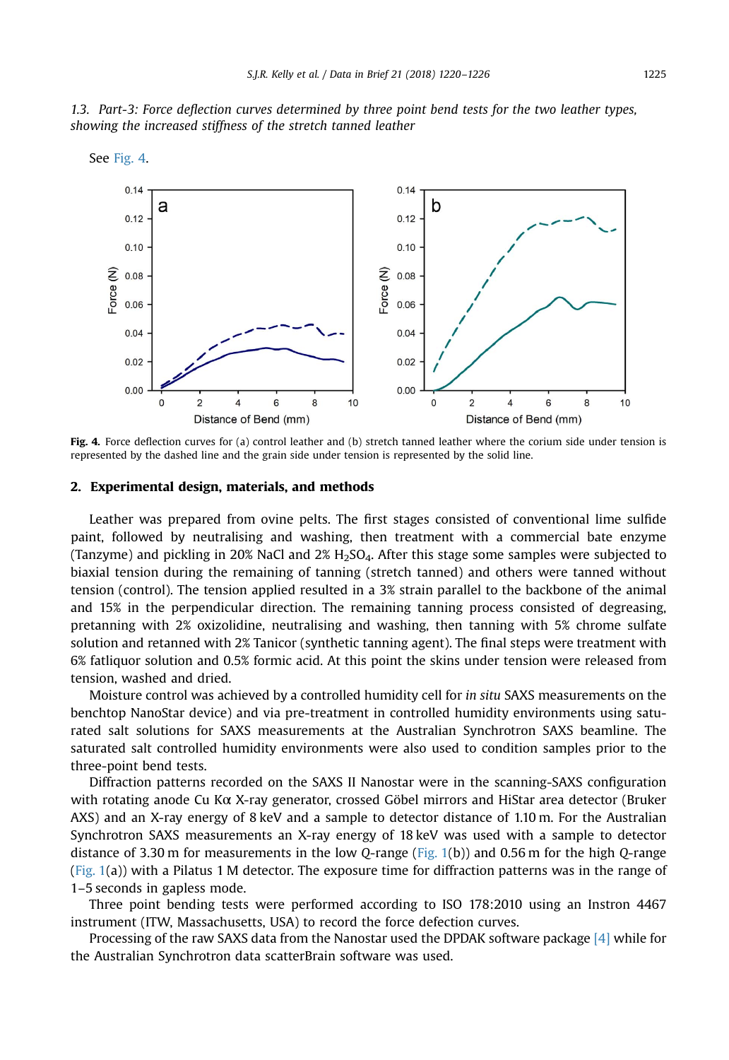### 1.3. Part-3: Force deflection curves determined by three point bend tests for the two leather types, showing the increased stiffness of the stretch tanned leather

See Fig. 4.

**Fig. 4.** Force deflection curves for (a) control leather and (b) stretch tanned leather where the corium side under tension is represented by the dashed line and the grain side under tension is represented by the solid line.

## 2. Experimental design, materials, and methods

Leather was prepared from ovine pelts. The first stages consisted of conventional lime sulfide paint, followed by neutralising and washing, then treatment with a commercial bate enzyme (Tanzyme) and pickling in 20% NaCl and 2% $H_2SO_4$. After this stage some samples were subjected to biaxial tension during the remaining of tanning (stretch tanned) and others were tanned without tension (control). The tension applied resulted in a 3% strain parallel to the backbone of the animal and 15% in the perpendicular direction. The remaining tanning process consisted of degreasing, pretanning with 2% oxizolidine, neutralising and washing, then tanning with 5% chrome sulfate solution and retanned with 2% Tanicor (synthetic tanning agent). The final steps were treatment with 6% fatliquor solution and 0.5% formic acid. At this point the skins under tension were released from tension, washed and dried.

Moisture control was achieved by a controlled humidity cell for *in situ* SAXS measurements on the benchtop NanoStar device) and via pre-treatment in controlled humidity environments using saturated salt solutions for SAXS measurements at the Australian Synchrotron SAXS beamline. The saturated salt controlled humidity environments were also used to condition samples prior to the three-point bend tests.

Diffraction patterns recorded on the SAXS II Nanostar were in the scanning-SAXS configuration with rotating anode Cu Kα X-ray generator, crossed Göbel mirrors and HiStar area detector (Bruker AXS) and an X-ray energy of 8 keV and a sample to detector distance of 1.10 m. For the Australian Synchrotron SAXS measurements an X-ray energy of 18 keV was used with a sample to detector distance of 3.30 m for measurements in the low *Q*-range (Fig. 1(b)) and 0.56 m for the high *Q*-range (Fig. 1(a)) with a Pilatus 1 M detector. The exposure time for diffraction patterns was in the range of 1–5 seconds in gapless mode.

Three point bending tests were performed according to ISO 178:2010 using an Instron 4467 instrument (ITW, Massachusetts, USA) to record the force defection curves.

Processing of the raw SAXS data from the Nanostar used the DPDAK software package [4] while for the Australian Synchrotron data scatterBrain software was used.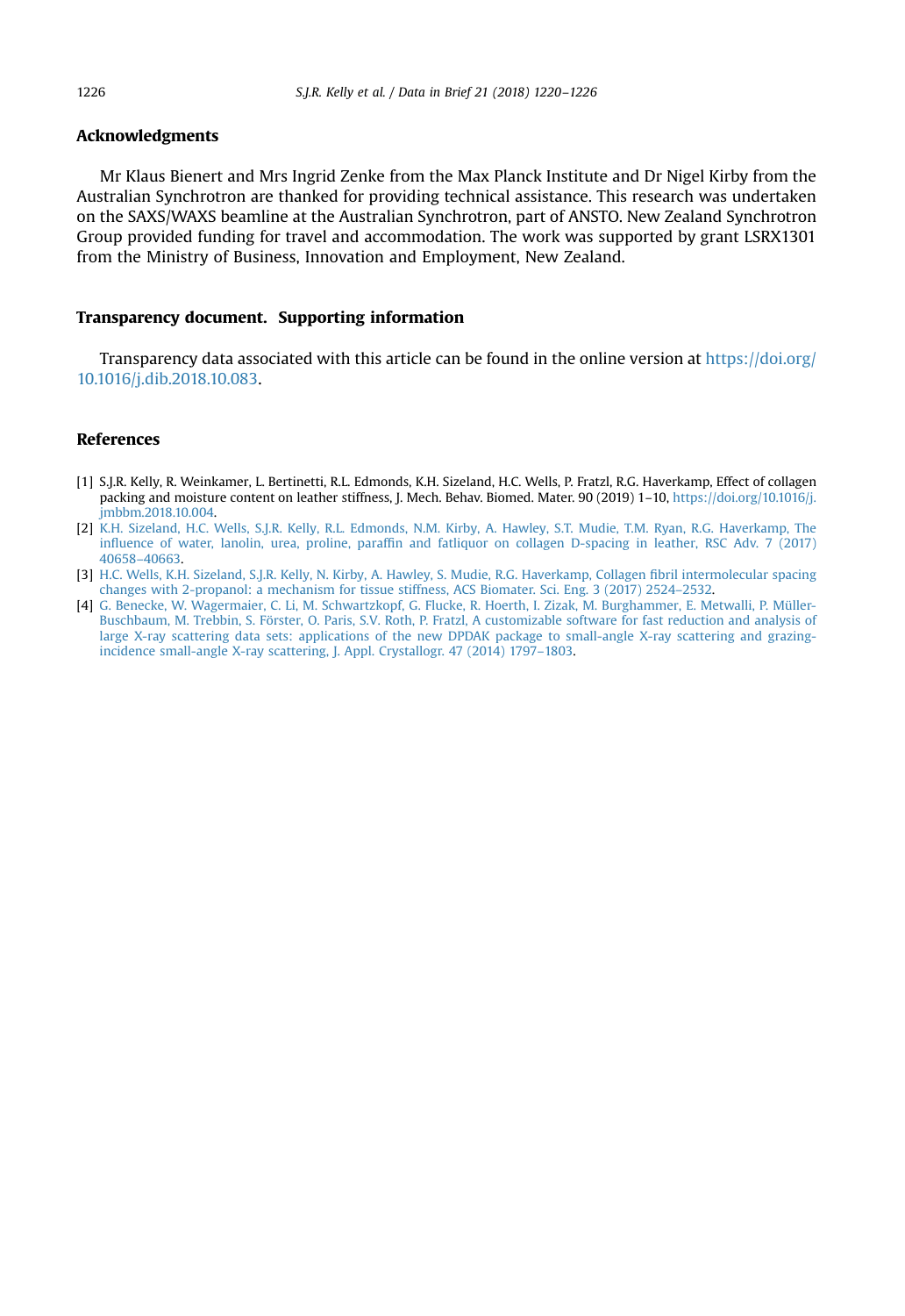## Acknowledgments

Mr Klaus Bienert and Mrs Ingrid Zenke from the Max Planck Institute and Dr Nigel Kirby from the Australian Synchrotron are thanked for providing technical assistance. This research was undertaken on the SAXS/WAXS beamline at the Australian Synchrotron, part of ANSTO. New Zealand Synchrotron Group provided funding for travel and accommodation. The work was supported by grant LSRX1301 from the Ministry of Business, Innovation and Employment, New Zealand.

## Transparency document. Supporting information

Transparency data associated with this article can be found in the online version at https://doi.org/10.1016/j.dib.2018.10.083.

## References

[1] S.J.R. Kelly, R. Weinkamer, L. Bertinetti, R.L. Edmonds, K.H. Sizeland, H.C. Wells, P. Fratzl, R.G. Haverkamp, Effect of collagen packing and moisture content on leather stiffness, J. Mech. Behav. Biomed. Mater. 90 (2019) 1–10, https://doi.org/10.1016/j.jmbbm.2018.10.004.

[2] K.H. Sizeland, H.C. Wells, S.J.R. Kelly, R.L. Edmonds, N.M. Kirby, A. Hawley, S.T. Mudie, T.M. Ryan, R.G. Haverkamp, The influence of water, lanolin, urea, proline, paraffin and fatliquor on collagen D-spacing in leather, RSC Adv. 7 (2017) 40658–40663.

[3] H.C. Wells, K.H. Sizeland, S.J.R. Kelly, N. Kirby, A. Hawley, S. Mudie, R.G. Haverkamp, Collagen fibril intermolecular spacing changes with 2-propanol: a mechanism for tissue stiffness, ACS Biomater. Sci. Eng. 3 (2017) 2524–2532.

[4] G. Benecke, W. Wagermaier, C. Li, M. Schwartzkopf, G. Flucke, R. Hoerth, I. Zizak, M. Burghammer, E. Metwalli, P. Müller-Buschbaum, M. Trebbin, S. Förster, O. Paris, S.V. Roth, P. Fratzl, A customizable software for fast reduction and analysis of large X-ray scattering data sets: applications of the new DPDAK package to small-angle X-ray scattering and grazing-incidence small-angle X-ray scattering, J. Appl. Crystallogr. 47 (2014) 1797–1803.